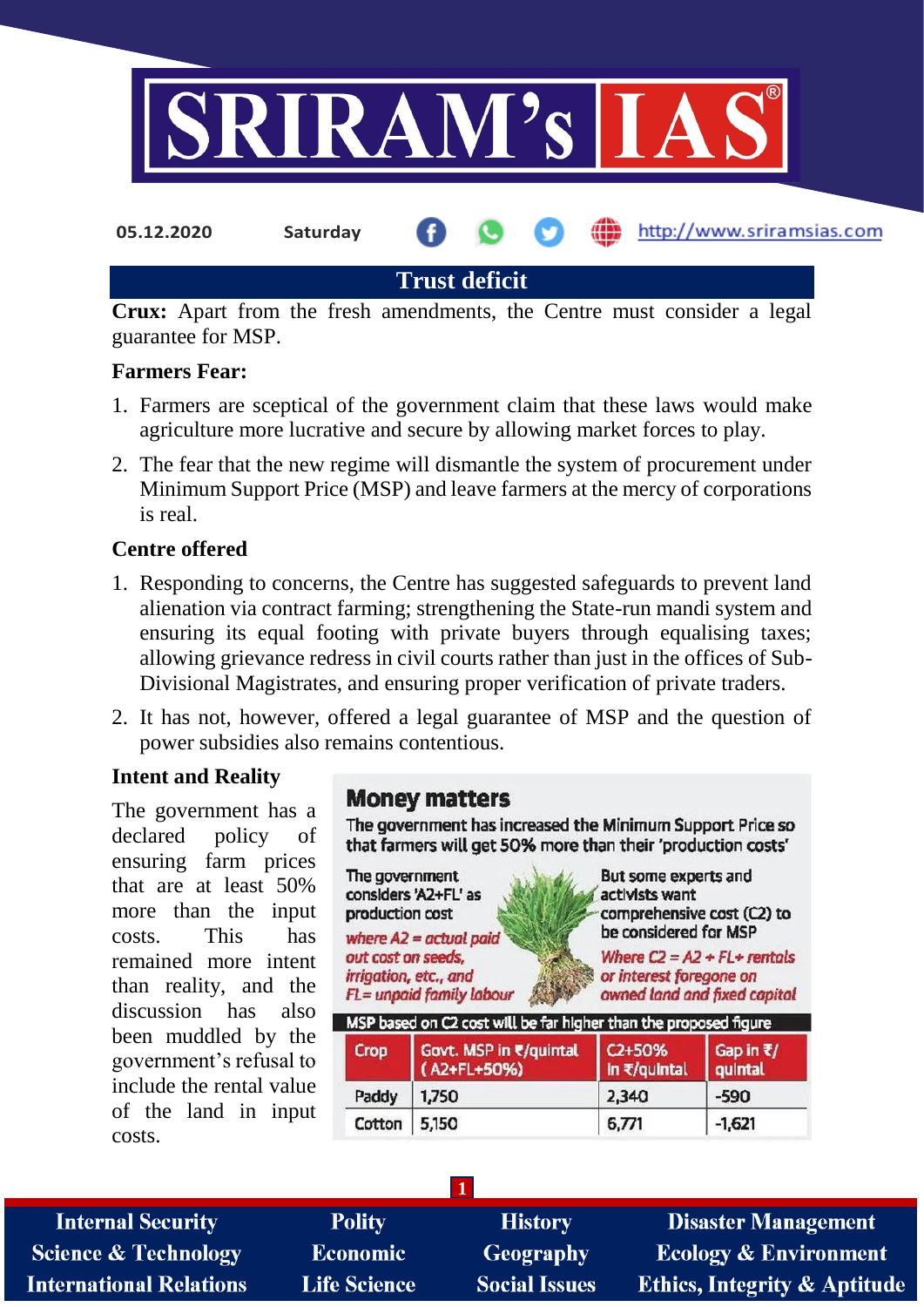05.12.2020 Saturday http://www.sriramsias.com

# Trust deficit

**Crux:** Apart from the fresh amendments, the Centre must consider a legal guarantee for MSP.

### Farmers Fear:

1. Farmers are sceptical of the government claim that these laws would make agriculture more lucrative and secure by allowing market forces to play.
2. The fear that the new regime will dismantle the system of procurement under Minimum Support Price (MSP) and leave farmers at the mercy of corporations is real.

### Centre offered

1. Responding to concerns, the Centre has suggested safeguards to prevent land alienation via contract farming; strengthening the State-run mandi system and ensuring its equal footing with private buyers through equalising taxes; allowing grievance redress in civil courts rather than just in the offices of Sub-Divisional Magistrates, and ensuring proper verification of private traders.
2. It has not, however, offered a legal guarantee of MSP and the question of power subsidies also remains contentious.

### Intent and Reality

The government has a declared policy of ensuring farm prices that are at least 50% more than the input costs. This has remained more intent than reality, and the discussion has also been muddled by the government's refusal to include the rental value of the land in input costs.

**Money matters**

The government has increased the Minimum Support Price so that farmers will get 50% more than their 'production costs'

The government considers 'A2+FL' as production cost
*where A2 = actual paid out cost on seeds, irrigation, etc., and FL= unpaid family labour*

But some experts and activists want comprehensive cost (C2) to be considered for MSP
*Where C2 = A2 + FL+ rentals or interest foregone on owned land and fixed capital*

**MSP based on C2 cost will be far higher than the proposed figure**

| Crop | Govt. MSP in ₹/quintal (A2+FL+50%) | C2+50% in ₹/quintal | Gap in ₹/ quintal |
|---|---|---|---|
| Paddy | 1,750 | 2,340 | -590 |
| Cotton | 5,150 | 6,771 | -1,621 |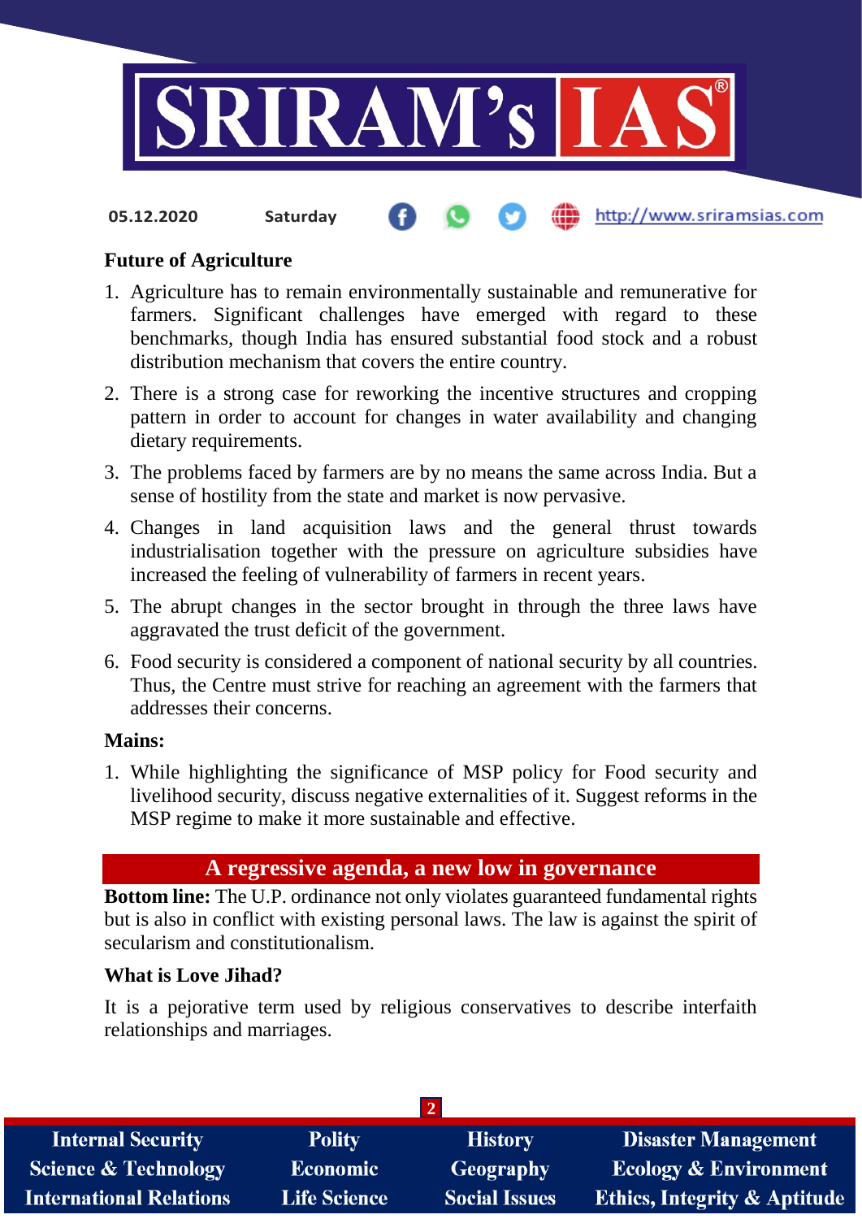### Future of Agriculture

1. Agriculture has to remain environmentally sustainable and remunerative for farmers. Significant challenges have emerged with regard to these benchmarks, though India has ensured substantial food stock and a robust distribution mechanism that covers the entire country.
2. There is a strong case for reworking the incentive structures and cropping pattern in order to account for changes in water availability and changing dietary requirements.
3. The problems faced by farmers are by no means the same across India. But a sense of hostility from the state and market is now pervasive.
4. Changes in land acquisition laws and the general thrust towards industrialisation together with the pressure on agriculture subsidies have increased the feeling of vulnerability of farmers in recent years.
5. The abrupt changes in the sector brought in through the three laws have aggravated the trust deficit of the government.
6. Food security is considered a component of national security by all countries. Thus, the Centre must strive for reaching an agreement with the farmers that addresses their concerns.

### Mains:

1. While highlighting the significance of MSP policy for Food security and livelihood security, discuss negative externalities of it. Suggest reforms in the MSP regime to make it more sustainable and effective.

## A regressive agenda, a new low in governance

**Bottom line:** The U.P. ordinance not only violates guaranteed fundamental rights but is also in conflict with existing personal laws. The law is against the spirit of secularism and constitutionalism.

### What is Love Jihad?

It is a pejorative term used by religious conservatives to describe interfaith relationships and marriages.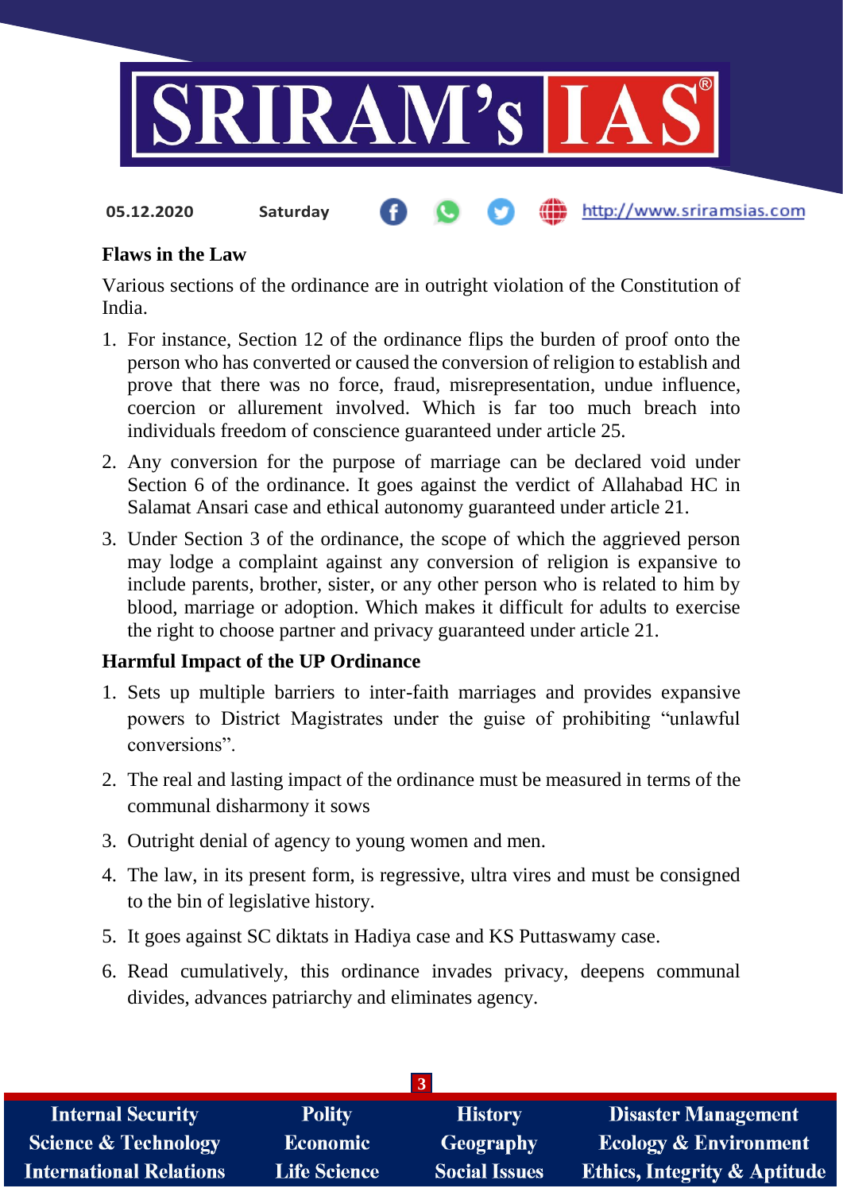**Flaws in the Law**

Various sections of the ordinance are in outright violation of the Constitution of India.

1. For instance, Section 12 of the ordinance flips the burden of proof onto the person who has converted or caused the conversion of religion to establish and prove that there was no force, fraud, misrepresentation, undue influence, coercion or allurement involved. Which is far too much breach into individuals freedom of conscience guaranteed under article 25.
2. Any conversion for the purpose of marriage can be declared void under Section 6 of the ordinance. It goes against the verdict of Allahabad HC in Salamat Ansari case and ethical autonomy guaranteed under article 21.
3. Under Section 3 of the ordinance, the scope of which the aggrieved person may lodge a complaint against any conversion of religion is expansive to include parents, brother, sister, or any other person who is related to him by blood, marriage or adoption. Which makes it difficult for adults to exercise the right to choose partner and privacy guaranteed under article 21.

**Harmful Impact of the UP Ordinance**

1. Sets up multiple barriers to inter-faith marriages and provides expansive powers to District Magistrates under the guise of prohibiting "unlawful conversions".
2. The real and lasting impact of the ordinance must be measured in terms of the communal disharmony it sows
3. Outright denial of agency to young women and men.
4. The law, in its present form, is regressive, ultra vires and must be consigned to the bin of legislative history.
5. It goes against SC diktats in Hadiya case and KS Puttaswamy case.
6. Read cumulatively, this ordinance invades privacy, deepens communal divides, advances patriarchy and eliminates agency.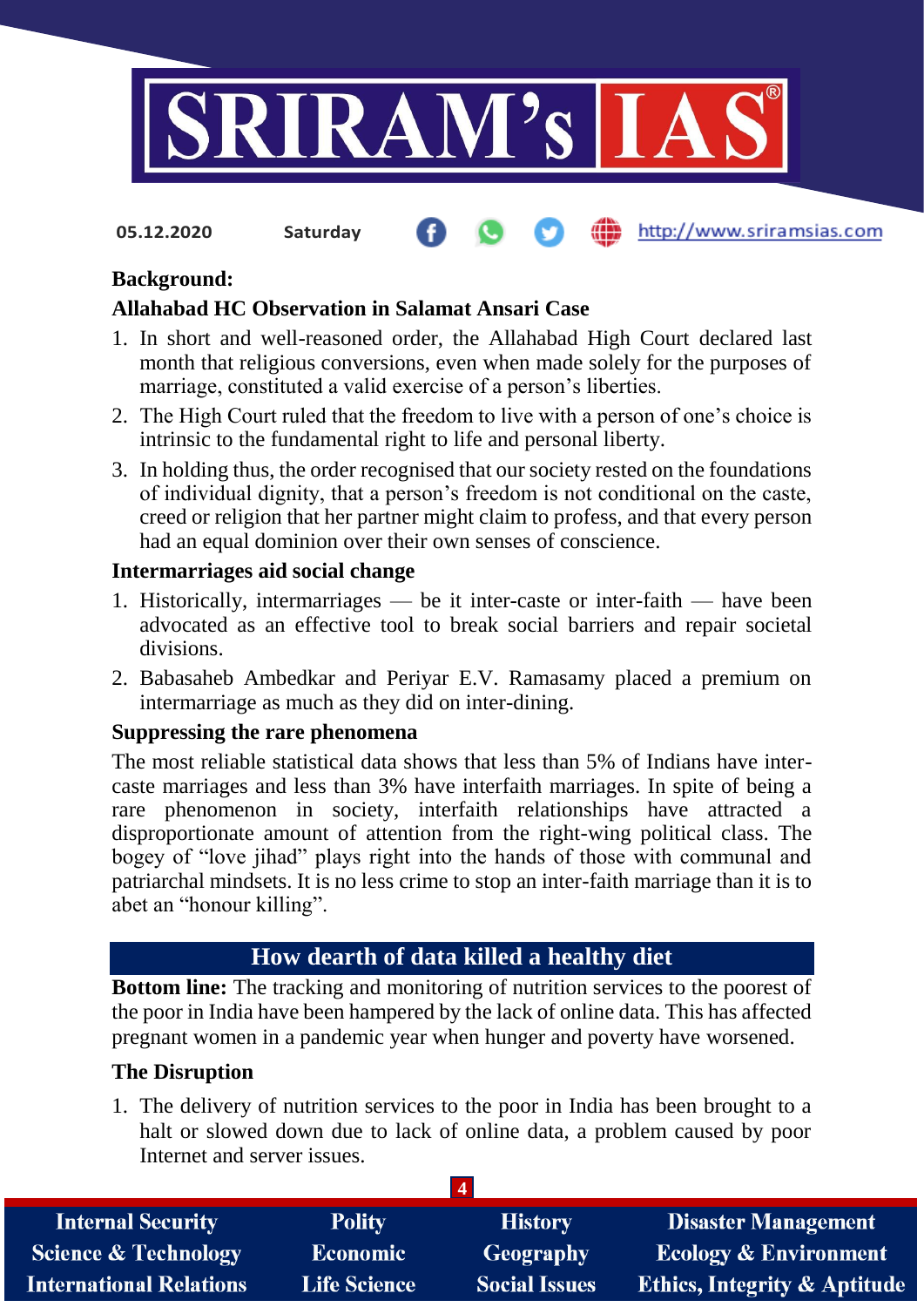**Background:**

**Allahabad HC Observation in Salamat Ansari Case**

1. In short and well-reasoned order, the Allahabad High Court declared last month that religious conversions, even when made solely for the purposes of marriage, constituted a valid exercise of a person's liberties.
2. The High Court ruled that the freedom to live with a person of one's choice is intrinsic to the fundamental right to life and personal liberty.
3. In holding thus, the order recognised that our society rested on the foundations of individual dignity, that a person's freedom is not conditional on the caste, creed or religion that her partner might claim to profess, and that every person had an equal dominion over their own senses of conscience.

**Intermarriages aid social change**

1. Historically, intermarriages — be it inter-caste or inter-faith — have been advocated as an effective tool to break social barriers and repair societal divisions.
2. Babasaheb Ambedkar and Periyar E.V. Ramasamy placed a premium on intermarriage as much as they did on inter-dining.

**Suppressing the rare phenomena**

The most reliable statistical data shows that less than 5% of Indians have inter-caste marriages and less than 3% have interfaith marriages. In spite of being a rare phenomenon in society, interfaith relationships have attracted a disproportionate amount of attention from the right-wing political class. The bogey of "love jihad" plays right into the hands of those with communal and patriarchal mindsets. It is no less crime to stop an inter-faith marriage than it is to abet an "honour killing".

## How dearth of data killed a healthy diet

**Bottom line:** The tracking and monitoring of nutrition services to the poorest of the poor in India have been hampered by the lack of online data. This has affected pregnant women in a pandemic year when hunger and poverty have worsened.

**The Disruption**

1. The delivery of nutrition services to the poor in India has been brought to a halt or slowed down due to lack of online data, a problem caused by poor Internet and server issues.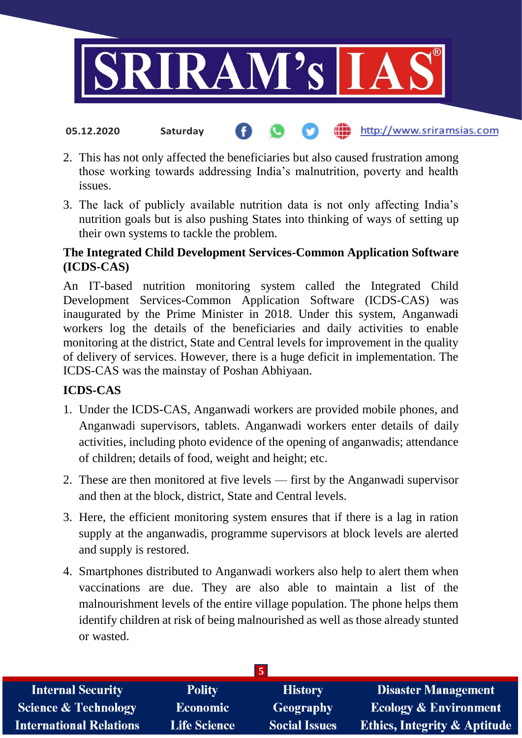2. This has not only affected the beneficiaries but also caused frustration among those working towards addressing India's malnutrition, poverty and health issues.
3. The lack of publicly available nutrition data is not only affecting India's nutrition goals but is also pushing States into thinking of ways of setting up their own systems to tackle the problem.

**The Integrated Child Development Services-Common Application Software (ICDS-CAS)**

An IT-based nutrition monitoring system called the Integrated Child Development Services-Common Application Software (ICDS-CAS) was inaugurated by the Prime Minister in 2018. Under this system, Anganwadi workers log the details of the beneficiaries and daily activities to enable monitoring at the district, State and Central levels for improvement in the quality of delivery of services. However, there is a huge deficit in implementation. The ICDS-CAS was the mainstay of Poshan Abhiyaan.

**ICDS-CAS**

1. Under the ICDS-CAS, Anganwadi workers are provided mobile phones, and Anganwadi supervisors, tablets. Anganwadi workers enter details of daily activities, including photo evidence of the opening of anganwadis; attendance of children; details of food, weight and height; etc.
2. These are then monitored at five levels — first by the Anganwadi supervisor and then at the block, district, State and Central levels.
3. Here, the efficient monitoring system ensures that if there is a lag in ration supply at the anganwadis, programme supervisors at block levels are alerted and supply is restored.
4. Smartphones distributed to Anganwadi workers also help to alert them when vaccinations are due. They are also able to maintain a list of the malnourishment levels of the entire village population. The phone helps them identify children at risk of being malnourished as well as those already stunted or wasted.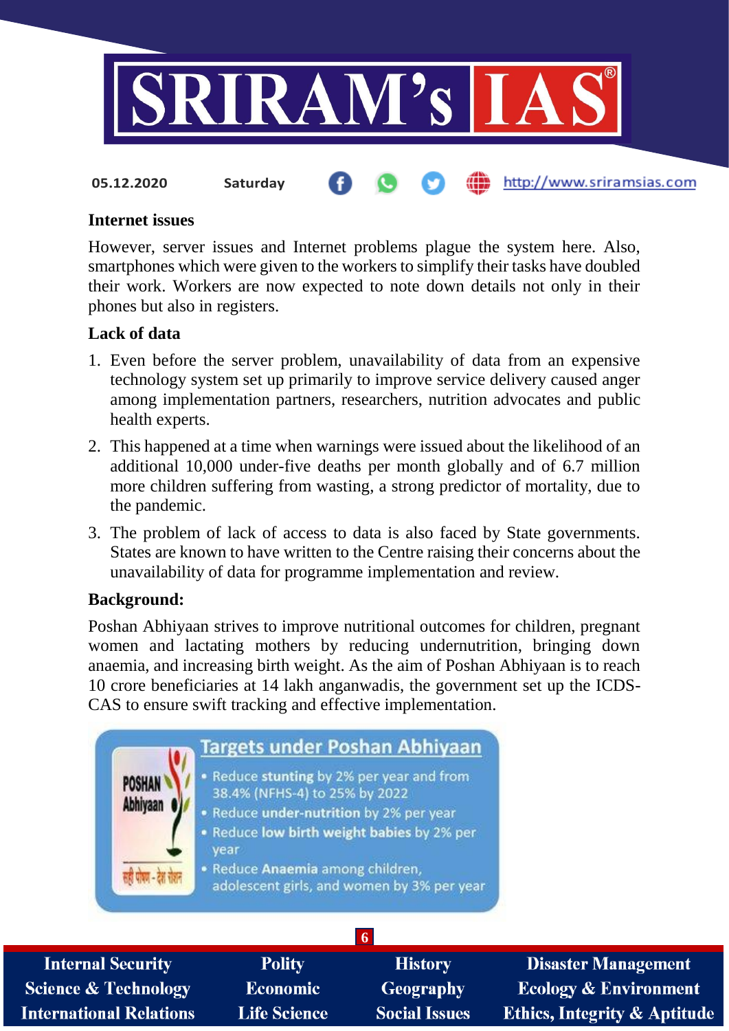### Internet issues

However, server issues and Internet problems plague the system here. Also, smartphones which were given to the workers to simplify their tasks have doubled their work. Workers are now expected to note down details not only in their phones but also in registers.

### Lack of data

1. Even before the server problem, unavailability of data from an expensive technology system set up primarily to improve service delivery caused anger among implementation partners, researchers, nutrition advocates and public health experts.
2. This happened at a time when warnings were issued about the likelihood of an additional 10,000 under-five deaths per month globally and of 6.7 million more children suffering from wasting, a strong predictor of mortality, due to the pandemic.
3. The problem of lack of access to data is also faced by State governments. States are known to have written to the Centre raising their concerns about the unavailability of data for programme implementation and review.

### Background:

Poshan Abhiyaan strives to improve nutritional outcomes for children, pregnant women and lactating mothers by reducing undernutrition, bringing down anaemia, and increasing birth weight. As the aim of Poshan Abhiyaan is to reach 10 crore beneficiaries at 14 lakh anganwadis, the government set up the ICDS-CAS to ensure swift tracking and effective implementation.

POSHAN Abhiyaan

सही पोषण - देश रोशन

**Targets under Poshan Abhiyaan**

- Reduce **stunting** by 2% per year and from 38.4% (NFHS-4) to 25% by 2022
- Reduce **under-nutrition** by 2% per year
- Reduce **low birth weight babies** by 2% per year
- Reduce **Anaemia** among children, adolescent girls, and women by 3% per year